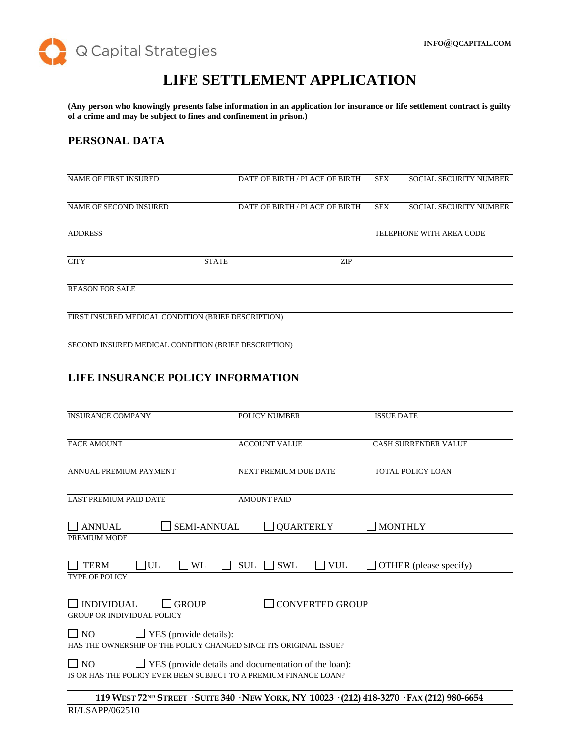Q Capital Strategies

INFO@QCAPITAL.COM

# LIFE SETTLEMENT APPLICATION

**(Any person who knowingly presents false information in an application for insurance or life settlement contract is guilty of a crime and may be subject to fines and confinement in prison.)**

## PERSONAL DATA

| NAME OF FIRST INSURED | DATE OF BIRTH / PLACE OF BIRTH | SEX | SOCIAL SECURITY NUMBER |
|---|---|---|---|
| | | | |

| NAME OF SECOND INSURED | DATE OF BIRTH / PLACE OF BIRTH | SEX | SOCIAL SECURITY NUMBER |
|---|---|---|---|
| | | | |

| ADDRESS | TELEPHONE WITH AREA CODE |
|---|---|
| | |

| CITY | STATE | ZIP |
|---|---|---|
| | | |

REASON FOR SALE

FIRST INSURED MEDICAL CONDITION (BRIEF DESCRIPTION)

SECOND INSURED MEDICAL CONDITION (BRIEF DESCRIPTION)

## LIFE INSURANCE POLICY INFORMATION

| INSURANCE COMPANY | POLICY NUMBER | ISSUE DATE |
|---|---|---|
| | | |

| FACE AMOUNT | ACCOUNT VALUE | CASH SURRENDER VALUE |
|---|---|---|
| | | |

| ANNUAL PREMIUM PAYMENT | NEXT PREMIUM DUE DATE | TOTAL POLICY LOAN |
|---|---|---|
| | | |

| LAST PREMIUM PAID DATE | AMOUNT PAID |
|---|---|
| | |

☐ ANNUAL ☐ SEMI-ANNUAL ☐ QUARTERLY ☐ MONTHLY

PREMIUM MODE

☐ TERM ☐ UL ☐ WL ☐ SUL ☐ SWL ☐ VUL ☐ OTHER (please specify)

TYPE OF POLICY

☐ INDIVIDUAL ☐ GROUP ☐ CONVERTED GROUP

GROUP OR INDIVIDUAL POLICY

☐ NO ☐ YES (provide details):

HAS THE OWNERSHIP OF THE POLICY CHANGED SINCE ITS ORIGINAL ISSUE?

☐ NO ☐ YES (provide details and documentation of the loan):

IS OR HAS THE POLICY EVER BEEN SUBJECT TO A PREMIUM FINANCE LOAN?

**119 WEST 72ND STREET · SUITE 340 · NEW YORK, NY 10023 · (212) 418-3270 · FAX (212) 980-6654**

RI/LSAPP/062510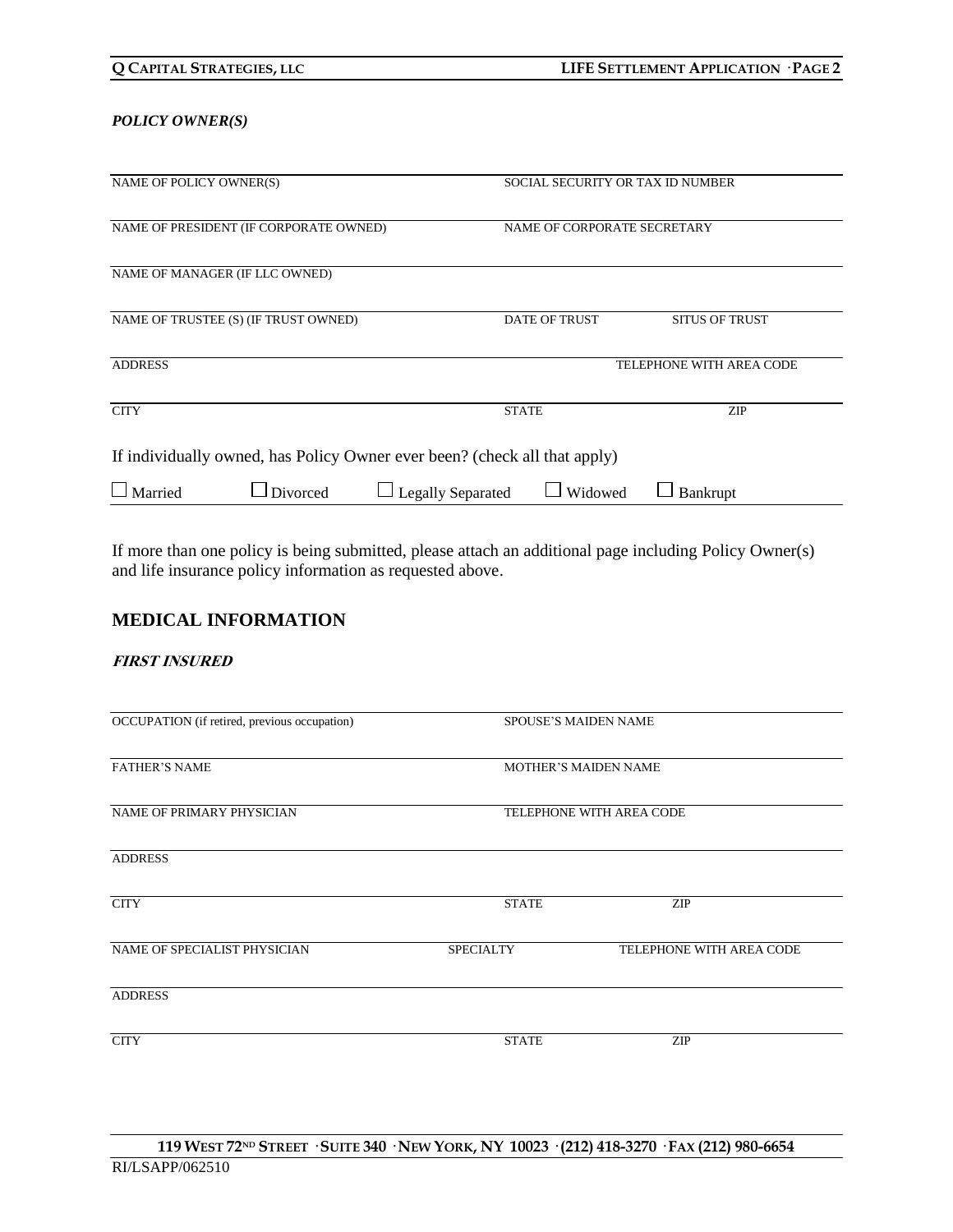***POLICY OWNER(S)***

| NAME OF POLICY OWNER(S) | SOCIAL SECURITY OR TAX ID NUMBER | |
|---|---|---|
| NAME OF PRESIDENT (IF CORPORATE OWNED) | NAME OF CORPORATE SECRETARY | |
| NAME OF MANAGER (IF LLC OWNED) | | |
| NAME OF TRUSTEE (S) (IF TRUST OWNED) | DATE OF TRUST | SITUS OF TRUST |
| ADDRESS | | TELEPHONE WITH AREA CODE |
| CITY | STATE | ZIP |

If individually owned, has Policy Owner ever been? (check all that apply)

☐ Married ☐ Divorced ☐ Legally Separated ☐ Widowed ☐ Bankrupt

If more than one policy is being submitted, please attach an additional page including Policy Owner(s) and life insurance policy information as requested above.

## MEDICAL INFORMATION

***FIRST INSURED***

| OCCUPATION (if retired, previous occupation) | SPOUSE'S MAIDEN NAME | |
|---|---|---|
| FATHER'S NAME | MOTHER'S MAIDEN NAME | |
| NAME OF PRIMARY PHYSICIAN | TELEPHONE WITH AREA CODE | |
| ADDRESS | | |
| CITY | STATE | ZIP |
| NAME OF SPECIALIST PHYSICIAN | SPECIALTY | TELEPHONE WITH AREA CODE |
| ADDRESS | | |
| CITY | STATE | ZIP |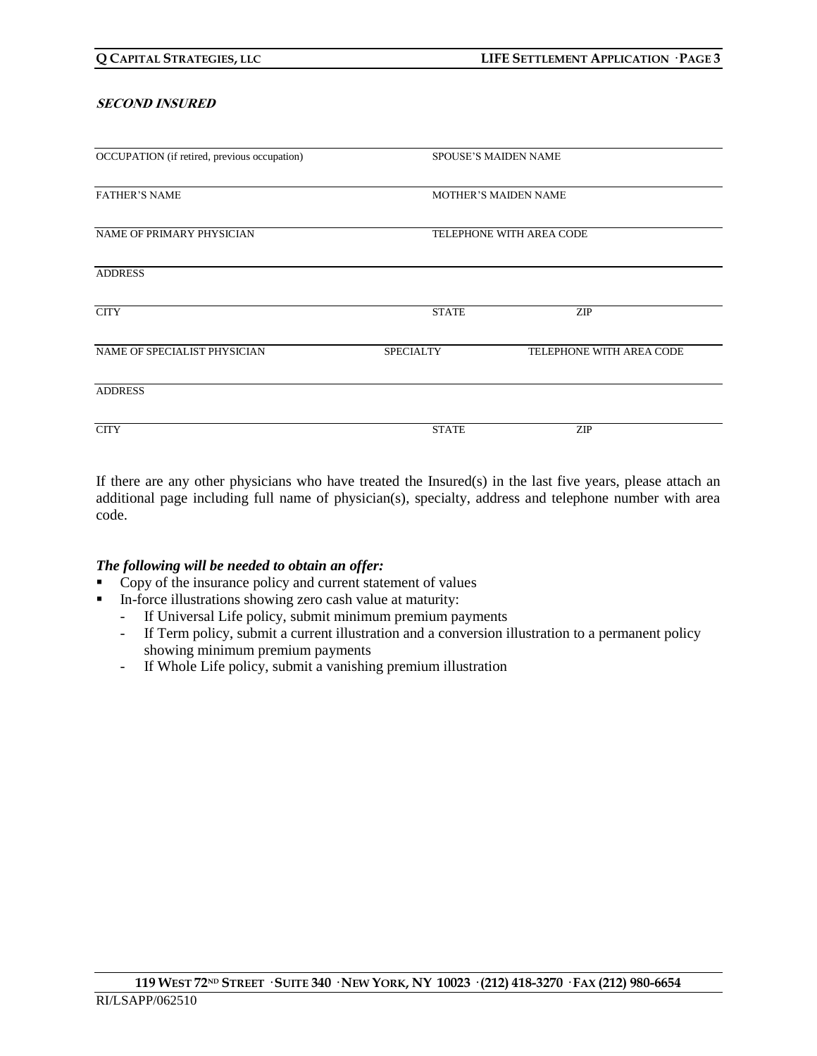***SECOND INSURED***

| | | |
|---|---|---|
| OCCUPATION (if retired, previous occupation) | SPOUSE'S MAIDEN NAME | |
| FATHER'S NAME | MOTHER'S MAIDEN NAME | |
| NAME OF PRIMARY PHYSICIAN | TELEPHONE WITH AREA CODE | |
| ADDRESS | | |
| CITY | STATE | ZIP |
| NAME OF SPECIALIST PHYSICIAN | SPECIALTY | TELEPHONE WITH AREA CODE |
| ADDRESS | | |
| CITY | STATE | ZIP |

If there are any other physicians who have treated the Insured(s) in the last five years, please attach an additional page including full name of physician(s), specialty, address and telephone number with area code.

***The following will be needed to obtain an offer:***

- Copy of the insurance policy and current statement of values
- In-force illustrations showing zero cash value at maturity:
  - If Universal Life policy, submit minimum premium payments
  - If Term policy, submit a current illustration and a conversion illustration to a permanent policy showing minimum premium payments
  - If Whole Life policy, submit a vanishing premium illustration

**119 WEST 72ND STREET · SUITE 340 · NEW YORK, NY 10023 · (212) 418-3270 · FAX (212) 980-6654**

RI/LSAPP/062510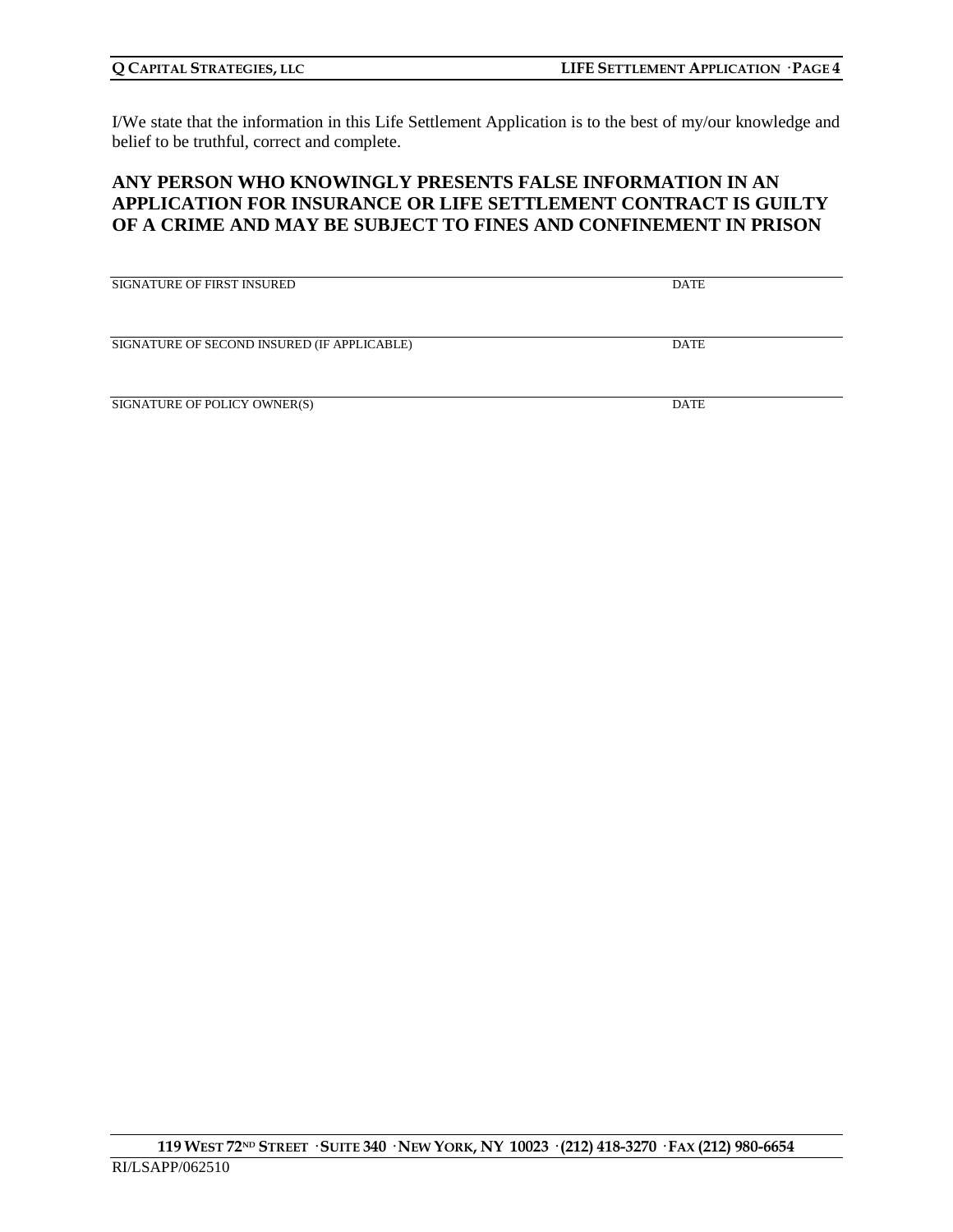I/We state that the information in this Life Settlement Application is to the best of my/our knowledge and belief to be truthful, correct and complete.

**ANY PERSON WHO KNOWINGLY PRESENTS FALSE INFORMATION IN AN APPLICATION FOR INSURANCE OR LIFE SETTLEMENT CONTRACT IS GUILTY OF A CRIME AND MAY BE SUBJECT TO FINES AND CONFINEMENT IN PRISON**

______________________________________________________________________

SIGNATURE OF FIRST INSURED                                                  DATE

______________________________________________________________________

SIGNATURE OF SECOND INSURED (IF APPLICABLE)                                 DATE

______________________________________________________________________

SIGNATURE OF POLICY OWNER(S)                                                DATE

RI/LSAPP/062510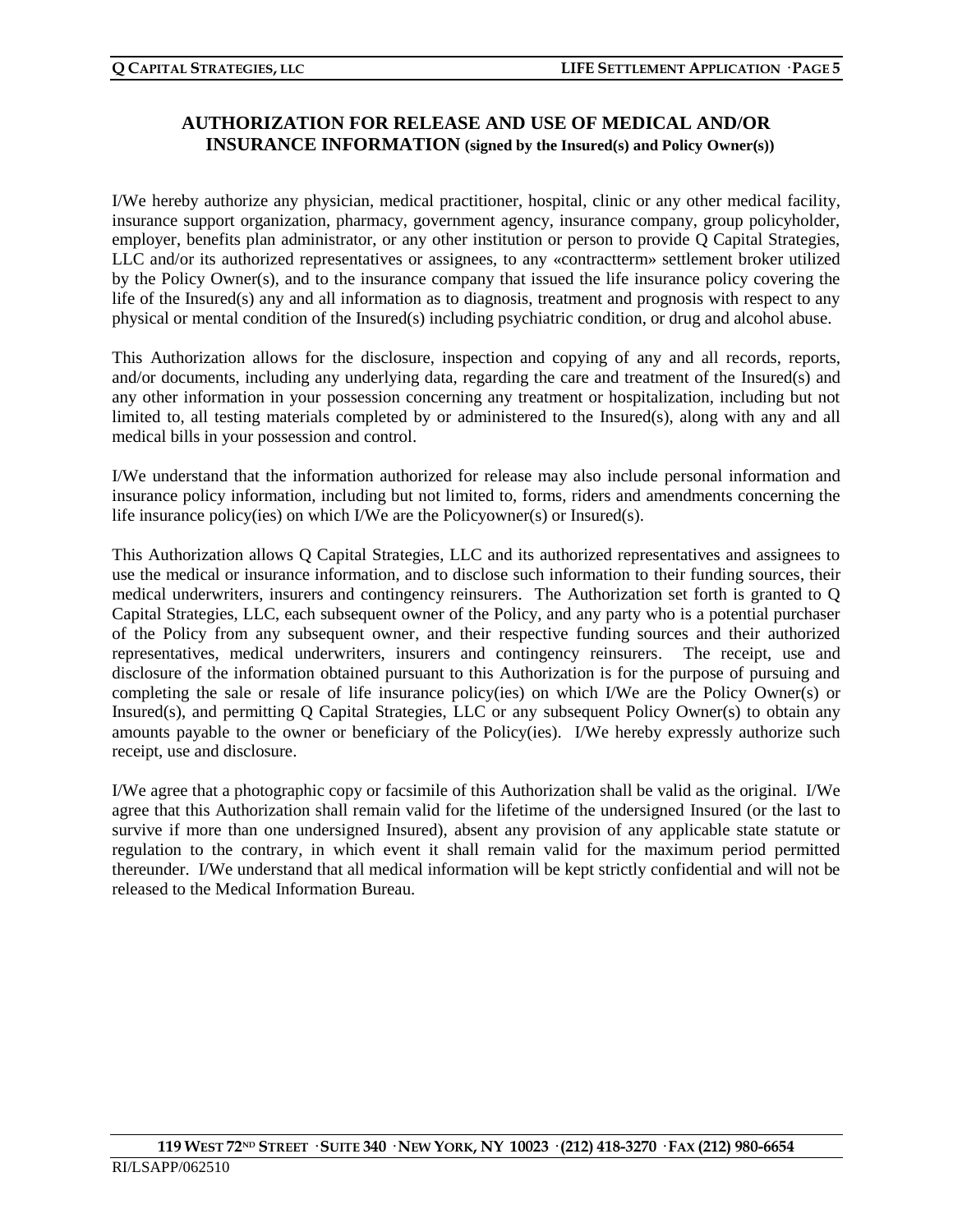## AUTHORIZATION FOR RELEASE AND USE OF MEDICAL AND/OR INSURANCE INFORMATION (signed by the Insured(s) and Policy Owner(s))

I/We hereby authorize any physician, medical practitioner, hospital, clinic or any other medical facility, insurance support organization, pharmacy, government agency, insurance company, group policyholder, employer, benefits plan administrator, or any other institution or person to provide Q Capital Strategies, LLC and/or its authorized representatives or assignees, to any «contractterm» settlement broker utilized by the Policy Owner(s), and to the insurance company that issued the life insurance policy covering the life of the Insured(s) any and all information as to diagnosis, treatment and prognosis with respect to any physical or mental condition of the Insured(s) including psychiatric condition, or drug and alcohol abuse.

This Authorization allows for the disclosure, inspection and copying of any and all records, reports, and/or documents, including any underlying data, regarding the care and treatment of the Insured(s) and any other information in your possession concerning any treatment or hospitalization, including but not limited to, all testing materials completed by or administered to the Insured(s), along with any and all medical bills in your possession and control.

I/We understand that the information authorized for release may also include personal information and insurance policy information, including but not limited to, forms, riders and amendments concerning the life insurance policy(ies) on which I/We are the Policyowner(s) or Insured(s).

This Authorization allows Q Capital Strategies, LLC and its authorized representatives and assignees to use the medical or insurance information, and to disclose such information to their funding sources, their medical underwriters, insurers and contingency reinsurers. The Authorization set forth is granted to Q Capital Strategies, LLC, each subsequent owner of the Policy, and any party who is a potential purchaser of the Policy from any subsequent owner, and their respective funding sources and their authorized representatives, medical underwriters, insurers and contingency reinsurers. The receipt, use and disclosure of the information obtained pursuant to this Authorization is for the purpose of pursuing and completing the sale or resale of life insurance policy(ies) on which I/We are the Policy Owner(s) or Insured(s), and permitting Q Capital Strategies, LLC or any subsequent Policy Owner(s) to obtain any amounts payable to the owner or beneficiary of the Policy(ies). I/We hereby expressly authorize such receipt, use and disclosure.

I/We agree that a photographic copy or facsimile of this Authorization shall be valid as the original. I/We agree that this Authorization shall remain valid for the lifetime of the undersigned Insured (or the last to survive if more than one undersigned Insured), absent any provision of any applicable state statute or regulation to the contrary, in which event it shall remain valid for the maximum period permitted thereunder. I/We understand that all medical information will be kept strictly confidential and will not be released to the Medical Information Bureau.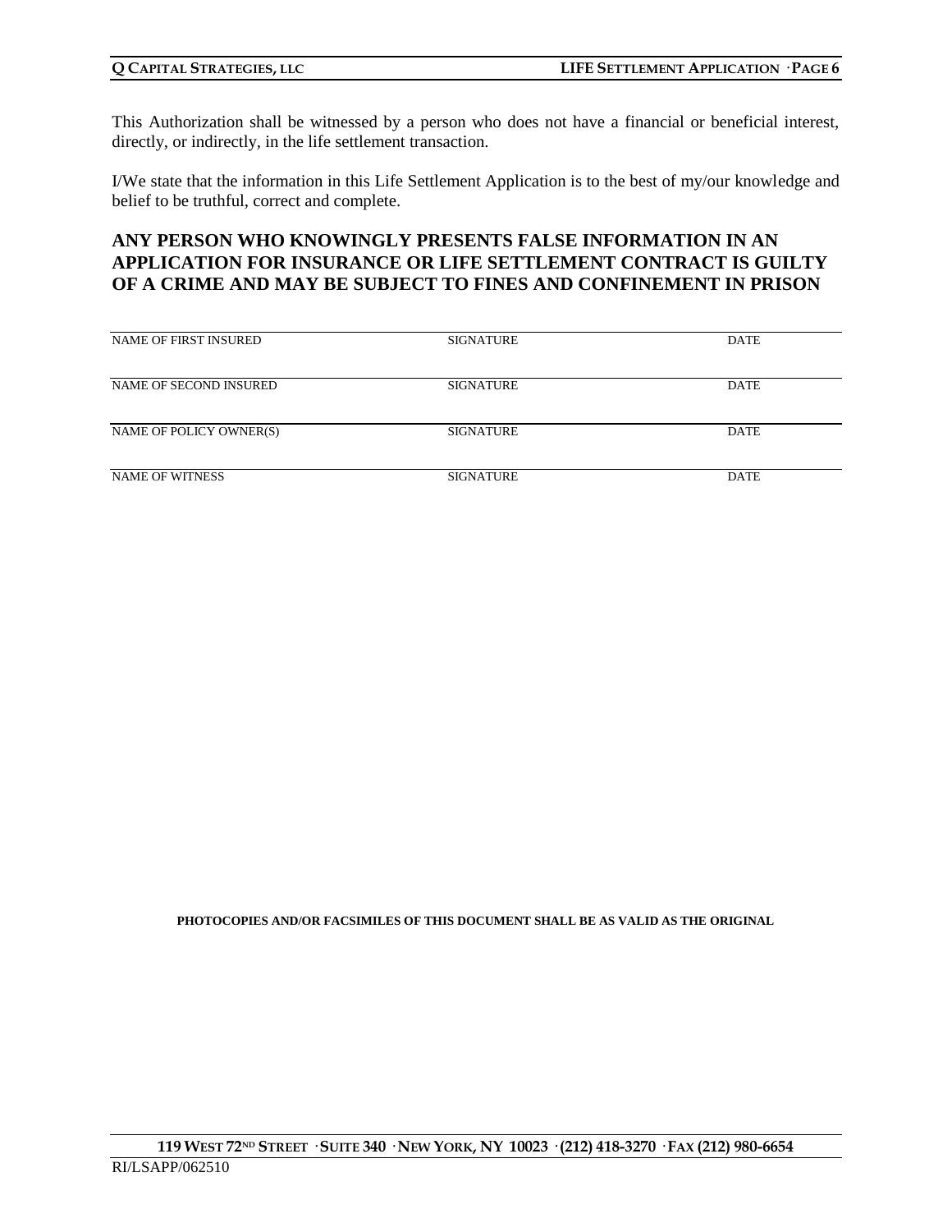This Authorization shall be witnessed by a person who does not have a financial or beneficial interest, directly, or indirectly, in the life settlement transaction.

I/We state that the information in this Life Settlement Application is to the best of my/our knowledge and belief to be truthful, correct and complete.

**ANY PERSON WHO KNOWINGLY PRESENTS FALSE INFORMATION IN AN APPLICATION FOR INSURANCE OR LIFE SETTLEMENT CONTRACT IS GUILTY OF A CRIME AND MAY BE SUBJECT TO FINES AND CONFINEMENT IN PRISON**

| NAME OF FIRST INSURED | SIGNATURE | DATE |
|---|---|---|
| NAME OF SECOND INSURED | SIGNATURE | DATE |
| NAME OF POLICY OWNER(S) | SIGNATURE | DATE |
| NAME OF WITNESS | SIGNATURE | DATE |

**PHOTOCOPIES AND/OR FACSIMILES OF THIS DOCUMENT SHALL BE AS VALID AS THE ORIGINAL**

RI/LSAPP/062510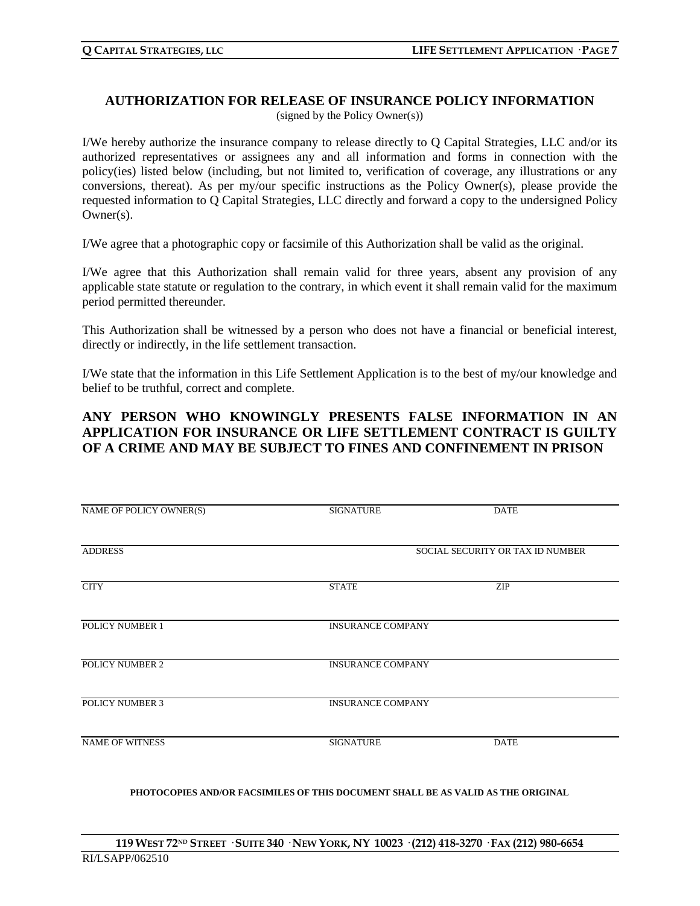## AUTHORIZATION FOR RELEASE OF INSURANCE POLICY INFORMATION

(signed by the Policy Owner(s))

I/We hereby authorize the insurance company to release directly to Q Capital Strategies, LLC and/or its authorized representatives or assignees any and all information and forms in connection with the policy(ies) listed below (including, but not limited to, verification of coverage, any illustrations or any conversions, thereat). As per my/our specific instructions as the Policy Owner(s), please provide the requested information to Q Capital Strategies, LLC directly and forward a copy to the undersigned Policy Owner(s).

I/We agree that a photographic copy or facsimile of this Authorization shall be valid as the original.

I/We agree that this Authorization shall remain valid for three years, absent any provision of any applicable state statute or regulation to the contrary, in which event it shall remain valid for the maximum period permitted thereunder.

This Authorization shall be witnessed by a person who does not have a financial or beneficial interest, directly or indirectly, in the life settlement transaction.

I/We state that the information in this Life Settlement Application is to the best of my/our knowledge and belief to be truthful, correct and complete.

**ANY PERSON WHO KNOWINGLY PRESENTS FALSE INFORMATION IN AN APPLICATION FOR INSURANCE OR LIFE SETTLEMENT CONTRACT IS GUILTY OF A CRIME AND MAY BE SUBJECT TO FINES AND CONFINEMENT IN PRISON**

| NAME OF POLICY OWNER(S) | SIGNATURE | DATE |
|---|---|---|
| ADDRESS | | SOCIAL SECURITY OR TAX ID NUMBER |
| CITY | STATE | ZIP |
| POLICY NUMBER 1 | INSURANCE COMPANY | |
| POLICY NUMBER 2 | INSURANCE COMPANY | |
| POLICY NUMBER 3 | INSURANCE COMPANY | |
| NAME OF WITNESS | SIGNATURE | DATE |

**PHOTOCOPIES AND/OR FACSIMILES OF THIS DOCUMENT SHALL BE AS VALID AS THE ORIGINAL**

RI/LSAPP/062510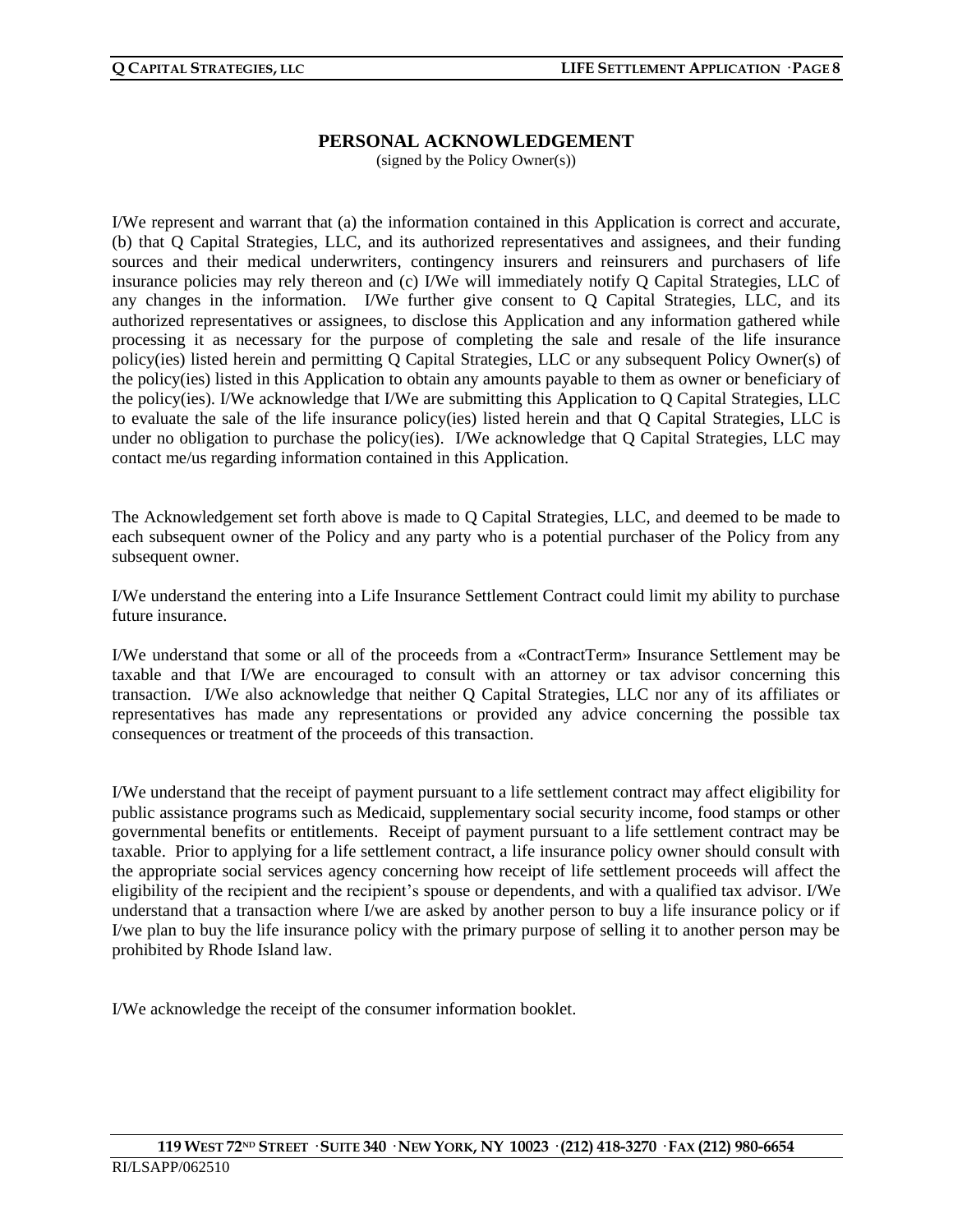## PERSONAL ACKNOWLEDGEMENT

(signed by the Policy Owner(s))

I/We represent and warrant that (a) the information contained in this Application is correct and accurate, (b) that Q Capital Strategies, LLC, and its authorized representatives and assignees, and their funding sources and their medical underwriters, contingency insurers and reinsurers and purchasers of life insurance policies may rely thereon and (c) I/We will immediately notify Q Capital Strategies, LLC of any changes in the information. I/We further give consent to Q Capital Strategies, LLC, and its authorized representatives or assignees, to disclose this Application and any information gathered while processing it as necessary for the purpose of completing the sale and resale of the life insurance policy(ies) listed herein and permitting Q Capital Strategies, LLC or any subsequent Policy Owner(s) of the policy(ies) listed in this Application to obtain any amounts payable to them as owner or beneficiary of the policy(ies). I/We acknowledge that I/We are submitting this Application to Q Capital Strategies, LLC to evaluate the sale of the life insurance policy(ies) listed herein and that Q Capital Strategies, LLC is under no obligation to purchase the policy(ies). I/We acknowledge that Q Capital Strategies, LLC may contact me/us regarding information contained in this Application.

The Acknowledgement set forth above is made to Q Capital Strategies, LLC, and deemed to be made to each subsequent owner of the Policy and any party who is a potential purchaser of the Policy from any subsequent owner.

I/We understand the entering into a Life Insurance Settlement Contract could limit my ability to purchase future insurance.

I/We understand that some or all of the proceeds from a «ContractTerm» Insurance Settlement may be taxable and that I/We are encouraged to consult with an attorney or tax advisor concerning this transaction. I/We also acknowledge that neither Q Capital Strategies, LLC nor any of its affiliates or representatives has made any representations or provided any advice concerning the possible tax consequences or treatment of the proceeds of this transaction.

I/We understand that the receipt of payment pursuant to a life settlement contract may affect eligibility for public assistance programs such as Medicaid, supplementary social security income, food stamps or other governmental benefits or entitlements. Receipt of payment pursuant to a life settlement contract may be taxable. Prior to applying for a life settlement contract, a life insurance policy owner should consult with the appropriate social services agency concerning how receipt of life settlement proceeds will affect the eligibility of the recipient and the recipient's spouse or dependents, and with a qualified tax advisor. I/We understand that a transaction where I/we are asked by another person to buy a life insurance policy or if I/we plan to buy the life insurance policy with the primary purpose of selling it to another person may be prohibited by Rhode Island law.

I/We acknowledge the receipt of the consumer information booklet.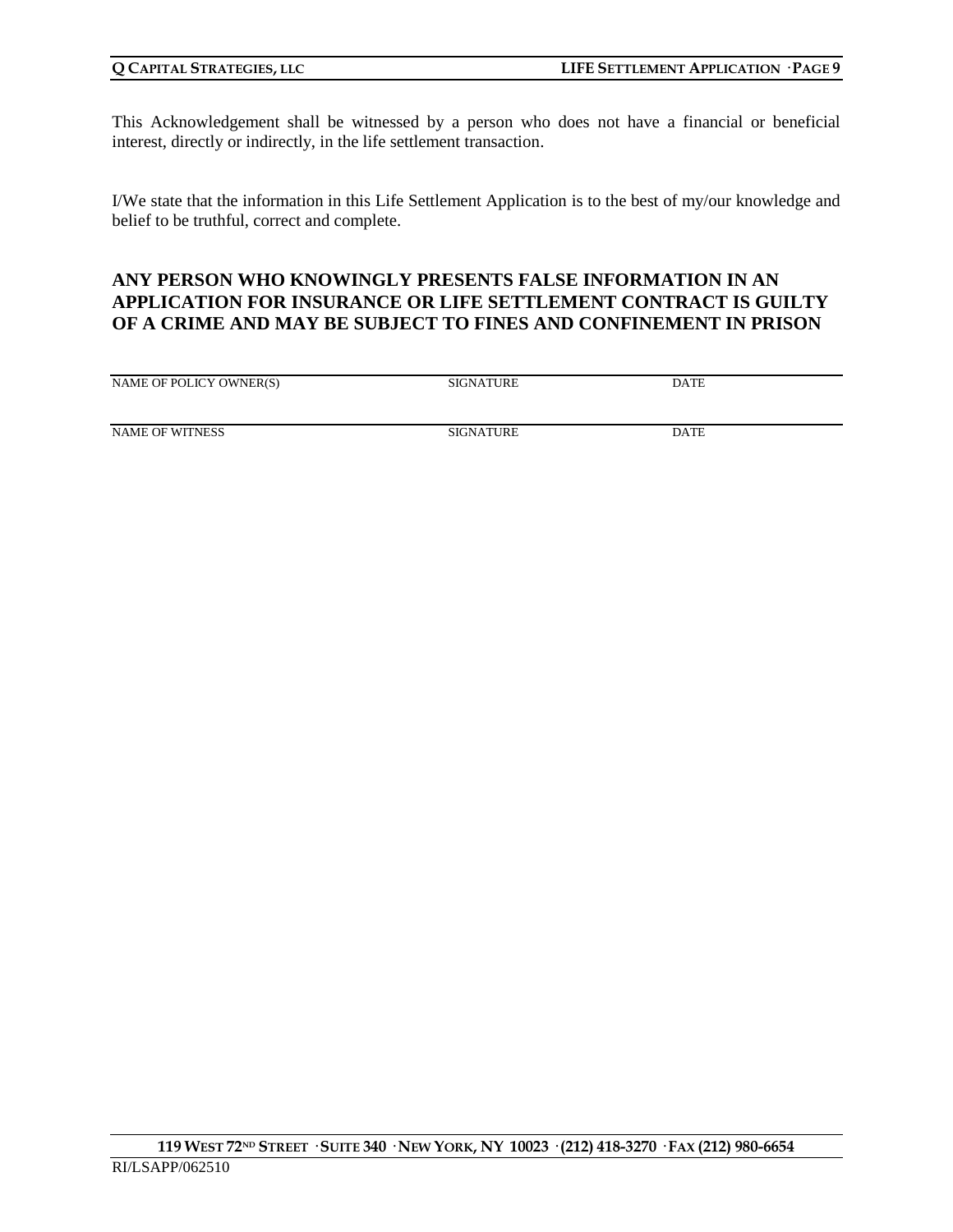This Acknowledgement shall be witnessed by a person who does not have a financial or beneficial interest, directly or indirectly, in the life settlement transaction.

I/We state that the information in this Life Settlement Application is to the best of my/our knowledge and belief to be truthful, correct and complete.

**ANY PERSON WHO KNOWINGLY PRESENTS FALSE INFORMATION IN AN APPLICATION FOR INSURANCE OR LIFE SETTLEMENT CONTRACT IS GUILTY OF A CRIME AND MAY BE SUBJECT TO FINES AND CONFINEMENT IN PRISON**

| | | |
|---|---|---|
| NAME OF POLICY OWNER(S) | SIGNATURE | DATE |
| NAME OF WITNESS | SIGNATURE | DATE |

RI/LSAPP/062510